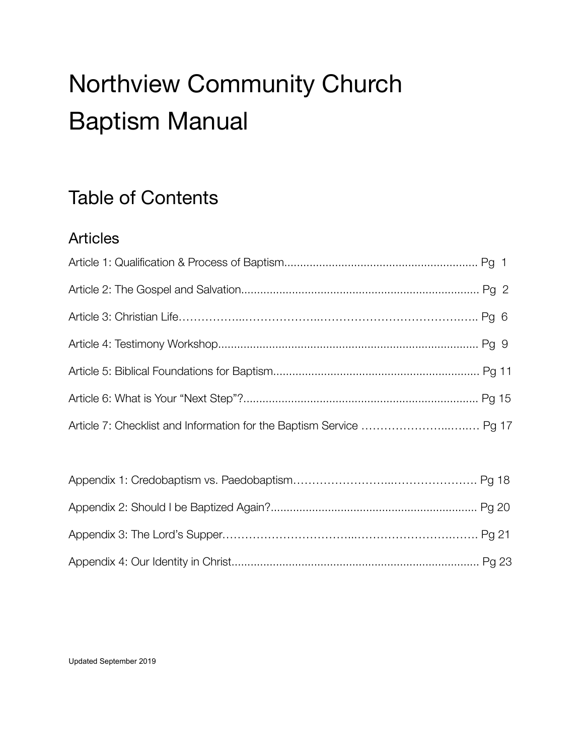# Northview Community Church Baptism Manual

## Table of Contents

### Articles

Article 1: Qualification & Process of Baptism............................................................. Pg 1

Article 2: The Gospel and Salvation.......................................................................... Pg 2

Article 3: Christian Life……………..………………..………………………………….….. Pg 6

Article 4: Testimony Workshop................................................................................. Pg 9

Article 5: Biblical Foundations for Baptism................................................................ Pg 11

Article 6: What is Your "Next Step"?......................................................................... Pg 15

Article 7: Checklist and Information for the Baptism Service …………………..…..… Pg 17

Appendix 1: Credobaptism vs. Paedobaptism……………………..………………….. Pg 18

Appendix 2: Should I be Baptized Again?................................................................ Pg 20

Appendix 3: The Lord's Supper…………………………...…………………………..……. Pg 21

Appendix 4: Our Identity in Christ............................................................................ Pg 23

Updated September 2019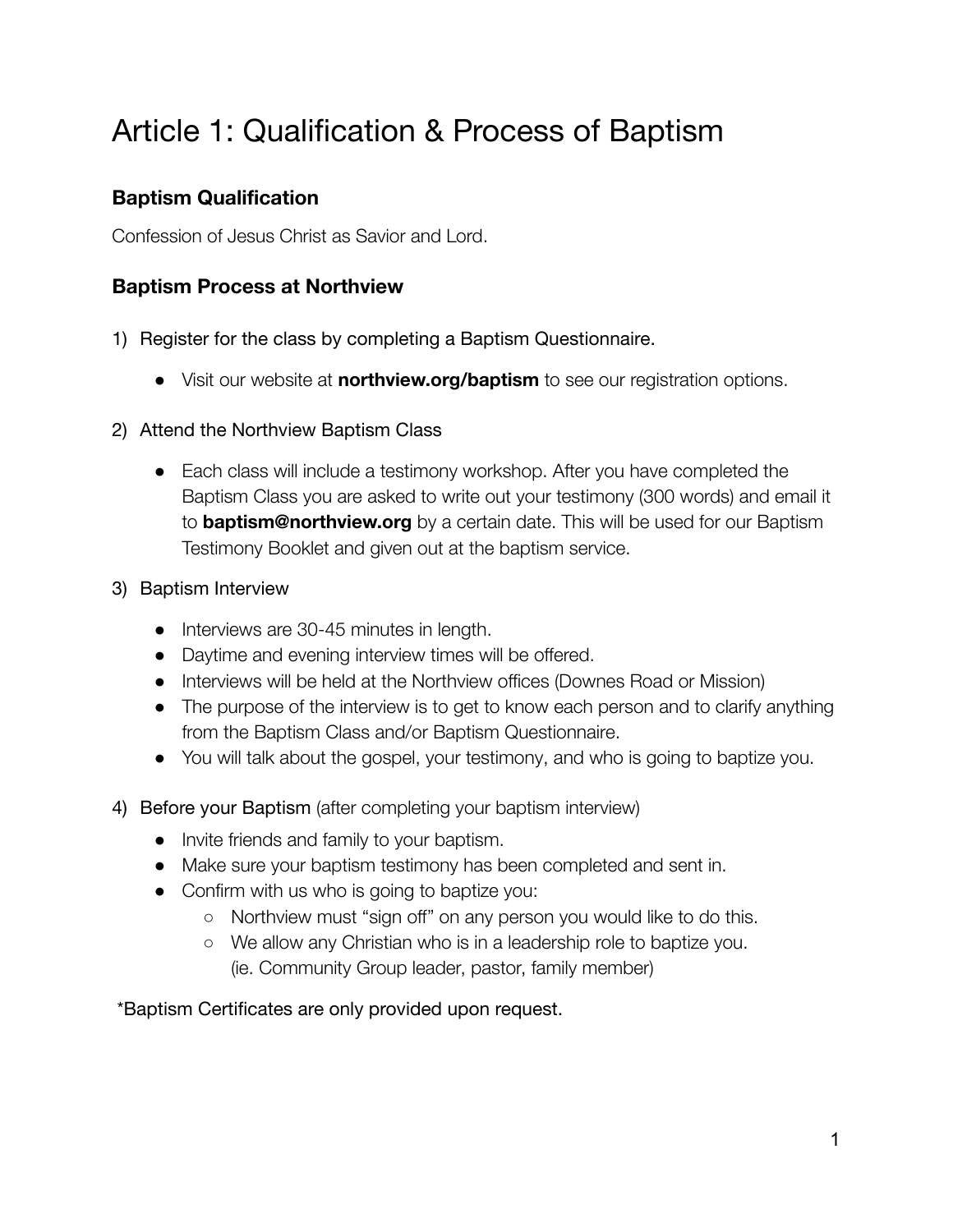# Article 1: Qualification & Process of Baptism

### Baptism Qualification

Confession of Jesus Christ as Savior and Lord.

### Baptism Process at Northview

1) Register for the class by completing a Baptism Questionnaire.
    - Visit our website at **northview.org/baptism** to see our registration options.
2) Attend the Northview Baptism Class
    - Each class will include a testimony workshop. After you have completed the Baptism Class you are asked to write out your testimony (300 words) and email it to **baptism@northview.org** by a certain date. This will be used for our Baptism Testimony Booklet and given out at the baptism service.
3) Baptism Interview
    - Interviews are 30-45 minutes in length.
    - Daytime and evening interview times will be offered.
    - Interviews will be held at the Northview offices (Downes Road or Mission)
    - The purpose of the interview is to get to know each person and to clarify anything from the Baptism Class and/or Baptism Questionnaire.
    - You will talk about the gospel, your testimony, and who is going to baptize you.
4) Before your Baptism (after completing your baptism interview)
    - Invite friends and family to your baptism.
    - Make sure your baptism testimony has been completed and sent in.
    - Confirm with us who is going to baptize you:
        - Northview must "sign off" on any person you would like to do this.
        - We allow any Christian who is in a leadership role to baptize you. (ie. Community Group leader, pastor, family member)

*Baptism Certificates are only provided upon request.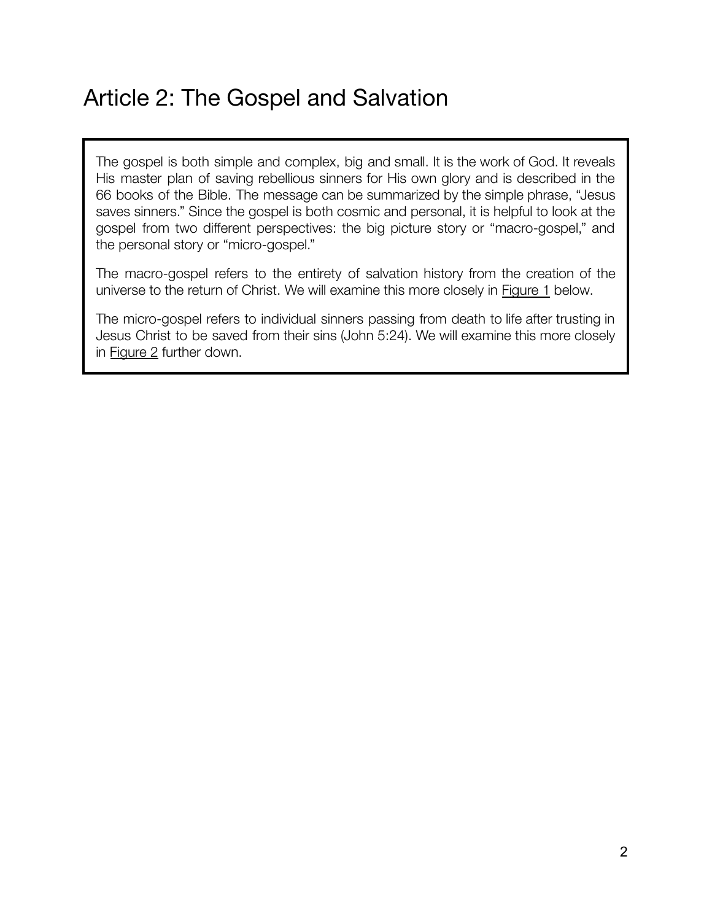# Article 2: The Gospel and Salvation

The gospel is both simple and complex, big and small. It is the work of God. It reveals His master plan of saving rebellious sinners for His own glory and is described in the 66 books of the Bible. The message can be summarized by the simple phrase, “Jesus saves sinners.” Since the gospel is both cosmic and personal, it is helpful to look at the gospel from two different perspectives: the big picture story or “macro-gospel,” and the personal story or “micro-gospel.”

The macro-gospel refers to the entirety of salvation history from the creation of the universe to the return of Christ. We will examine this more closely in Figure 1 below.

The micro-gospel refers to individual sinners passing from death to life after trusting in Jesus Christ to be saved from their sins (John 5:24). We will examine this more closely in Figure 2 further down.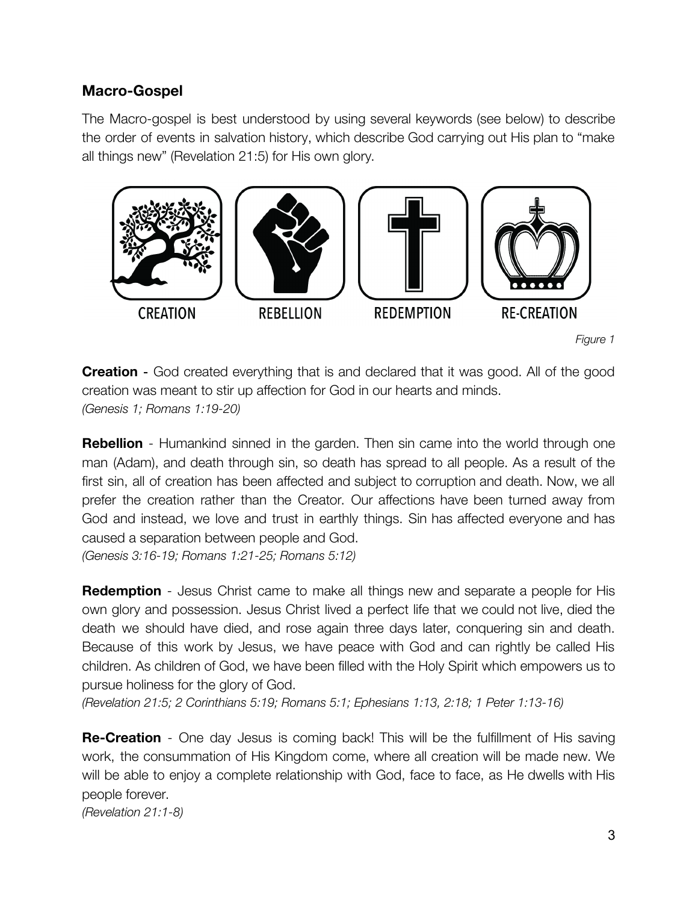### Macro-Gospel

The Macro-gospel is best understood by using several keywords (see below) to describe the order of events in salvation history, which describe God carrying out His plan to "make all things new" (Revelation 21:5) for His own glory.

CREATION REBELLION REDEMPTION RE-CREATION

*Figure 1*

**Creation** - God created everything that is and declared that it was good. All of the good creation was meant to stir up affection for God in our hearts and minds.
*(Genesis 1; Romans 1:19-20)*

**Rebellion** - Humankind sinned in the garden. Then sin came into the world through one man (Adam), and death through sin, so death has spread to all people. As a result of the first sin, all of creation has been affected and subject to corruption and death. Now, we all prefer the creation rather than the Creator. Our affections have been turned away from God and instead, we love and trust in earthly things. Sin has affected everyone and has caused a separation between people and God.
*(Genesis 3:16-19; Romans 1:21-25; Romans 5:12)*

**Redemption** - Jesus Christ came to make all things new and separate a people for His own glory and possession. Jesus Christ lived a perfect life that we could not live, died the death we should have died, and rose again three days later, conquering sin and death. Because of this work by Jesus, we have peace with God and can rightly be called His children. As children of God, we have been filled with the Holy Spirit which empowers us to pursue holiness for the glory of God.
*(Revelation 21:5; 2 Corinthians 5:19; Romans 5:1; Ephesians 1:13, 2:18; 1 Peter 1:13-16)*

**Re-Creation** - One day Jesus is coming back! This will be the fulfillment of His saving work, the consummation of His Kingdom come, where all creation will be made new. We will be able to enjoy a complete relationship with God, face to face, as He dwells with His people forever.
*(Revelation 21:1-8)*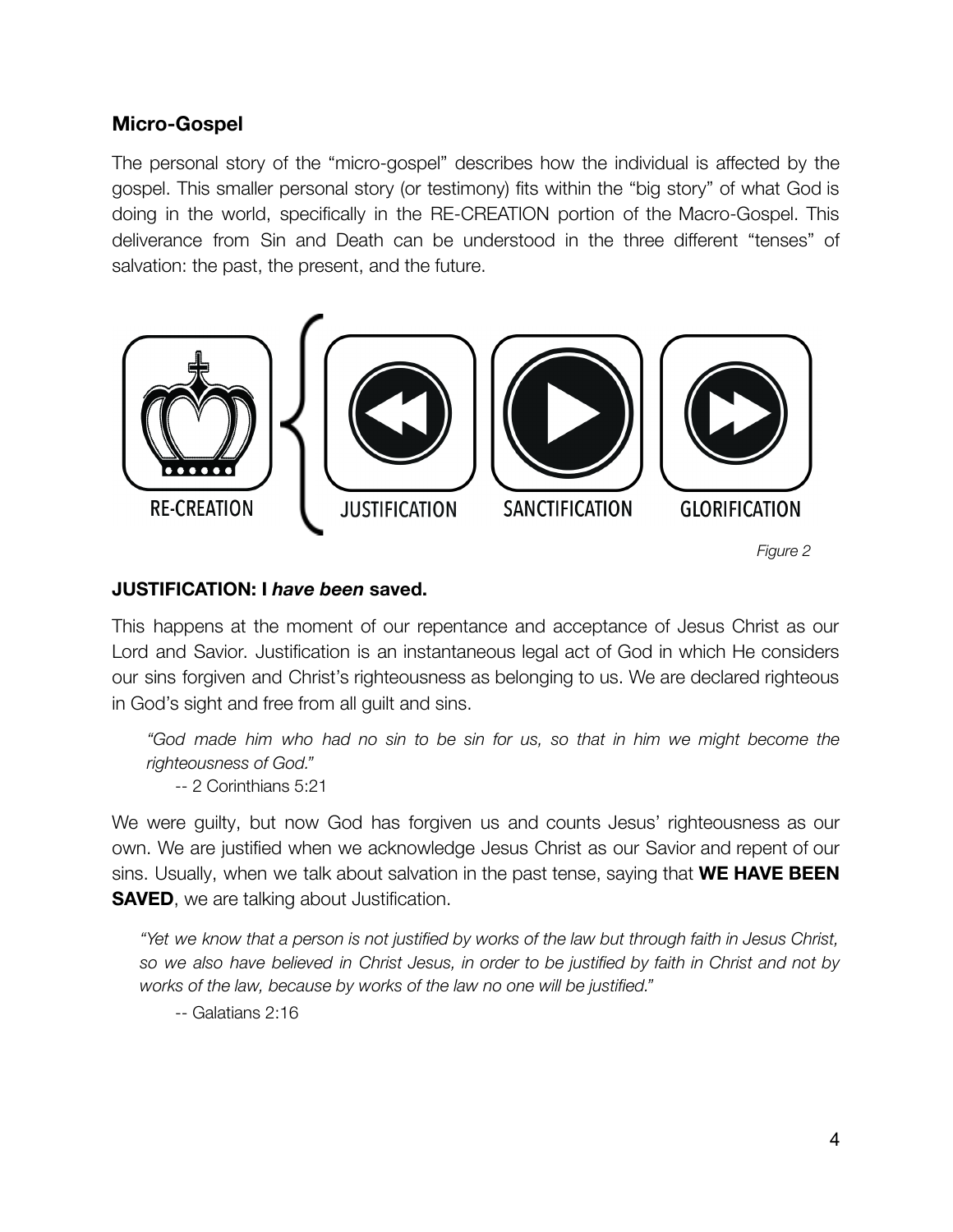## Micro-Gospel

The personal story of the "micro-gospel" describes how the individual is affected by the gospel. This smaller personal story (or testimony) fits within the "big story" of what God is doing in the world, specifically in the RE-CREATION portion of the Macro-Gospel. This deliverance from Sin and Death can be understood in the three different "tenses" of salvation: the past, the present, and the future.

RE-CREATION | JUSTIFICATION | SANCTIFICATION | GLORIFICATION

*Figure 2*

**JUSTIFICATION: I *have been* saved.**

This happens at the moment of our repentance and acceptance of Jesus Christ as our Lord and Savior. Justification is an instantaneous legal act of God in which He considers our sins forgiven and Christ's righteousness as belonging to us. We are declared righteous in God's sight and free from all guilt and sins.

> *"God made him who had no sin to be sin for us, so that in him we might become the righteousness of God."*
>
> -- 2 Corinthians 5:21

We were guilty, but now God has forgiven us and counts Jesus' righteousness as our own. We are justified when we acknowledge Jesus Christ as our Savior and repent of our sins. Usually, when we talk about salvation in the past tense, saying that **WE HAVE BEEN SAVED**, we are talking about Justification.

> *"Yet we know that a person is not justified by works of the law but through faith in Jesus Christ, so we also have believed in Christ Jesus, in order to be justified by faith in Christ and not by works of the law, because by works of the law no one will be justified."*
>
> -- Galatians 2:16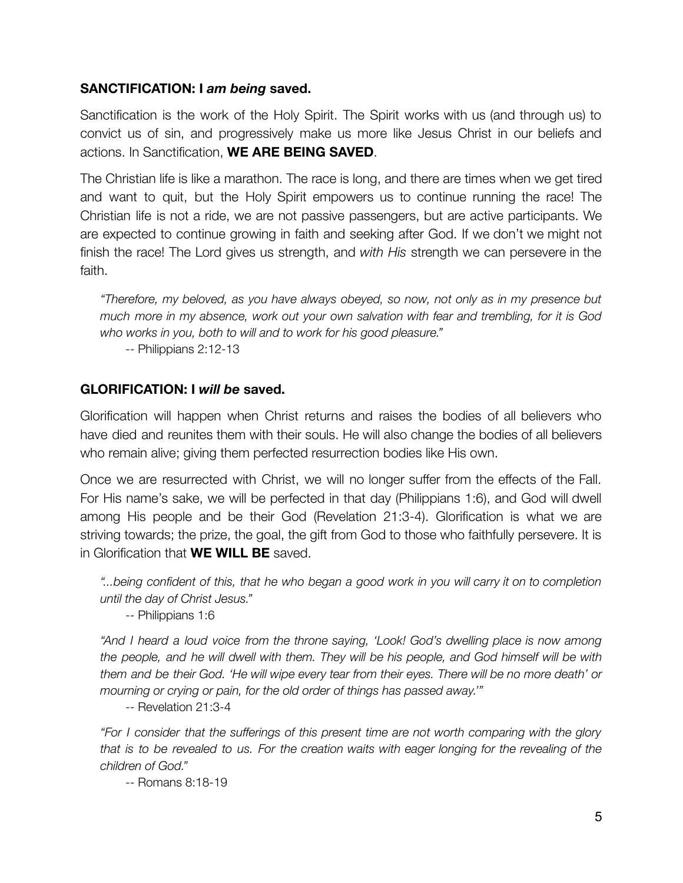### **SANCTIFICATION: I *am being* saved.**

Sanctification is the work of the Holy Spirit. The Spirit works with us (and through us) to convict us of sin, and progressively make us more like Jesus Christ in our beliefs and actions. In Sanctification, **WE ARE BEING SAVED**.

The Christian life is like a marathon. The race is long, and there are times when we get tired and want to quit, but the Holy Spirit empowers us to continue running the race! The Christian life is not a ride, we are not passive passengers, but are active participants. We are expected to continue growing in faith and seeking after God. If we don't we might not finish the race! The Lord gives us strength, and *with His* strength we can persevere in the faith.

> *"Therefore, my beloved, as you have always obeyed, so now, not only as in my presence but much more in my absence, work out your own salvation with fear and trembling, for it is God who works in you, both to will and to work for his good pleasure."*
>
> -- Philippians 2:12-13

### **GLORIFICATION: I *will be* saved.**

Glorification will happen when Christ returns and raises the bodies of all believers who have died and reunites them with their souls. He will also change the bodies of all believers who remain alive; giving them perfected resurrection bodies like His own.

Once we are resurrected with Christ, we will no longer suffer from the effects of the Fall. For His name's sake, we will be perfected in that day (Philippians 1:6), and God will dwell among His people and be their God (Revelation 21:3-4). Glorification is what we are striving towards; the prize, the goal, the gift from God to those who faithfully persevere. It is in Glorification that **WE WILL BE** saved.

> *"...being confident of this, that he who began a good work in you will carry it on to completion until the day of Christ Jesus."*
>
> -- Philippians 1:6

> *"And I heard a loud voice from the throne saying, 'Look! God's dwelling place is now among the people, and he will dwell with them. They will be his people, and God himself will be with them and be their God. 'He will wipe every tear from their eyes. There will be no more death' or mourning or crying or pain, for the old order of things has passed away.'"*
>
> -- Revelation 21:3-4

> *"For I consider that the sufferings of this present time are not worth comparing with the glory that is to be revealed to us. For the creation waits with eager longing for the revealing of the children of God."*
>
> -- Romans 8:18-19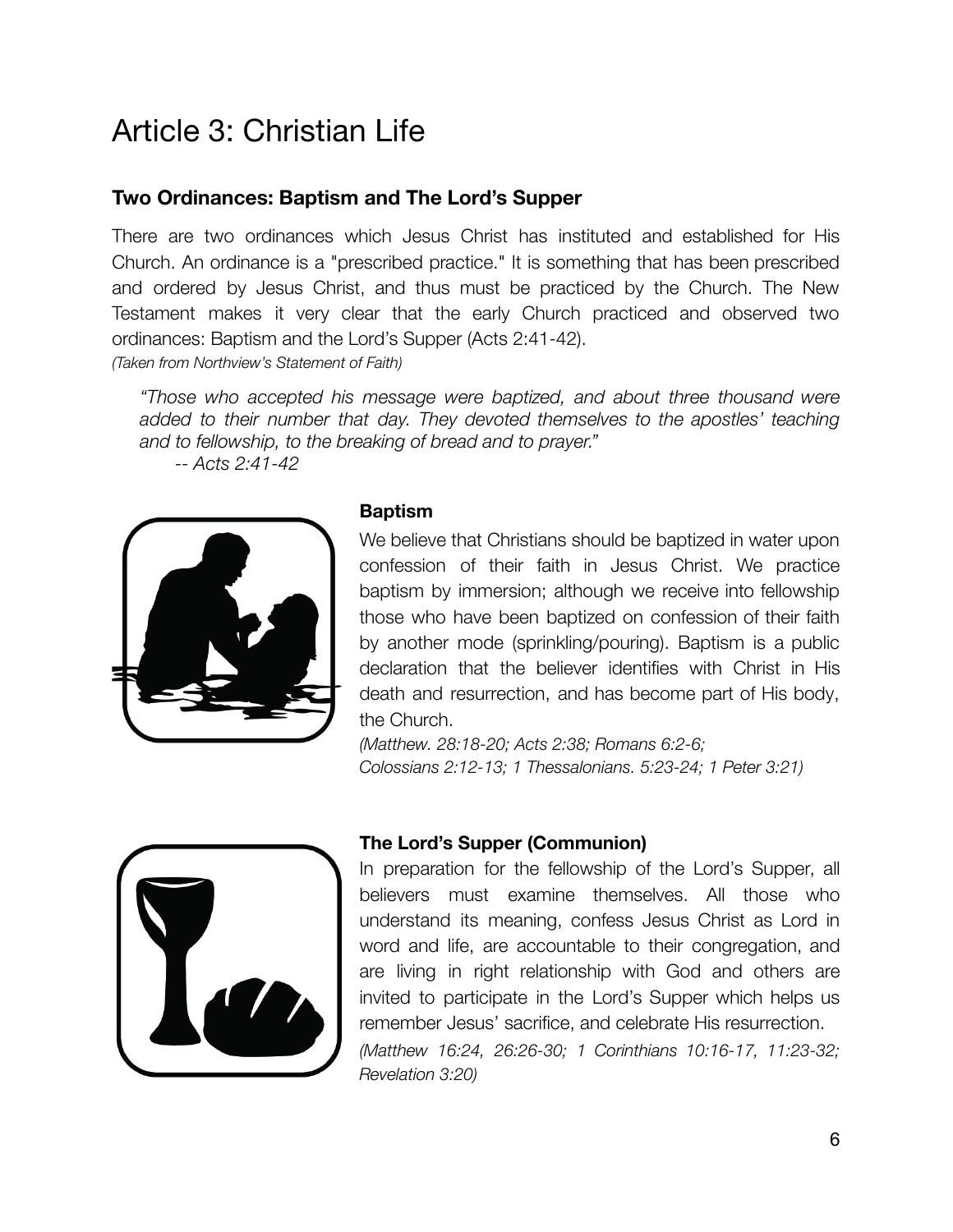# Article 3: Christian Life

### Two Ordinances: Baptism and The Lord's Supper

There are two ordinances which Jesus Christ has instituted and established for His Church. An ordinance is a "prescribed practice." It is something that has been prescribed and ordered by Jesus Christ, and thus must be practiced by the Church. The New Testament makes it very clear that the early Church practiced and observed two ordinances: Baptism and the Lord's Supper (Acts 2:41-42).

*(Taken from Northview's Statement of Faith)*

> *"Those who accepted his message were baptized, and about three thousand were added to their number that day. They devoted themselves to the apostles' teaching and to fellowship, to the breaking of bread and to prayer."*
>
> *-- Acts 2:41-42*

**Baptism**

We believe that Christians should be baptized in water upon confession of their faith in Jesus Christ. We practice baptism by immersion; although we receive into fellowship those who have been baptized on confession of their faith by another mode (sprinkling/pouring). Baptism is a public declaration that the believer identifies with Christ in His death and resurrection, and has become part of His body, the Church.

*(Matthew. 28:18-20; Acts 2:38; Romans 6:2-6; Colossians 2:12-13; 1 Thessalonians. 5:23-24; 1 Peter 3:21)*

**The Lord's Supper (Communion)**

In preparation for the fellowship of the Lord's Supper, all believers must examine themselves. All those who understand its meaning, confess Jesus Christ as Lord in word and life, are accountable to their congregation, and are living in right relationship with God and others are invited to participate in the Lord's Supper which helps us remember Jesus' sacrifice, and celebrate His resurrection.

*(Matthew 16:24, 26:26-30; 1 Corinthians 10:16-17, 11:23-32; Revelation 3:20)*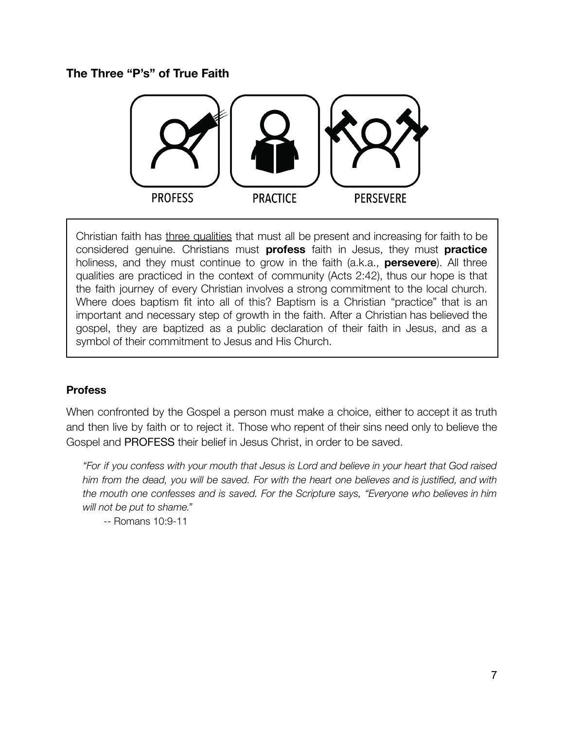### The Three "P's" of True Faith

PROFESS PRACTICE PERSEVERE

Christian faith has <u>three qualities</u> that must all be present and increasing for faith to be considered genuine. Christians must **profess** faith in Jesus, they must **practice** holiness, and they must continue to grow in the faith (a.k.a., **persevere**). All three qualities are practiced in the context of community (Acts 2:42), thus our hope is that the faith journey of every Christian involves a strong commitment to the local church. Where does baptism fit into all of this? Baptism is a Christian "practice" that is an important and necessary step of growth in the faith. After a Christian has believed the gospel, they are baptized as a public declaration of their faith in Jesus, and as a symbol of their commitment to Jesus and His Church.

### Profess

When confronted by the Gospel a person must make a choice, either to accept it as truth and then live by faith or to reject it. Those who repent of their sins need only to believe the Gospel and PROFESS their belief in Jesus Christ, in order to be saved.

> *"For if you confess with your mouth that Jesus is Lord and believe in your heart that God raised him from the dead, you will be saved. For with the heart one believes and is justified, and with the mouth one confesses and is saved. For the Scripture says, "Everyone who believes in him will not be put to shame."*
>
> -- Romans 10:9-11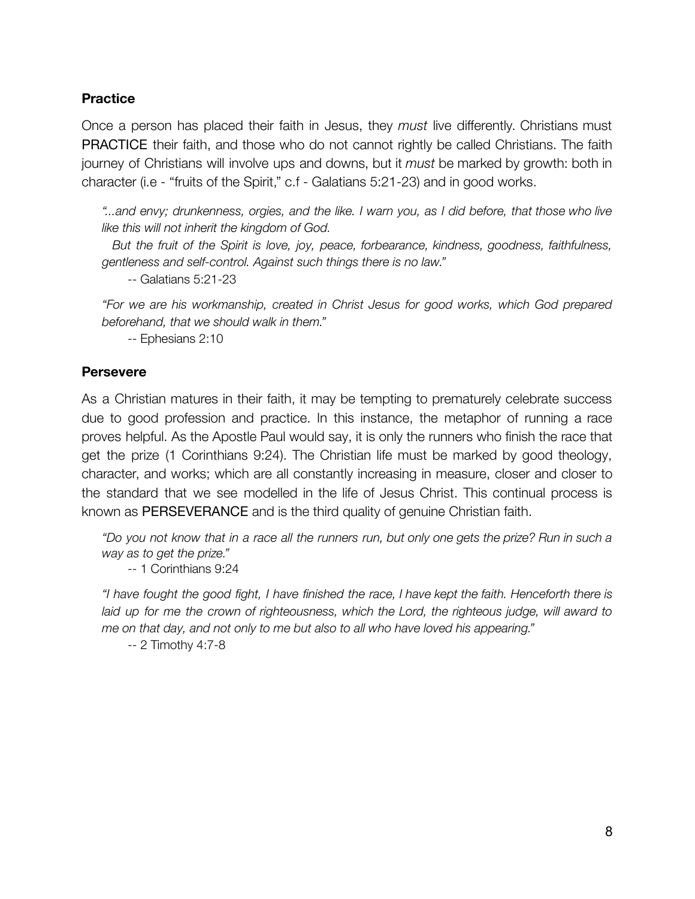### **Practice**

Once a person has placed their faith in Jesus, they *must* live differently. Christians must PRACTICE their faith, and those who do not cannot rightly be called Christians. The faith journey of Christians will involve ups and downs, but it *must* be marked by growth: both in character (i.e - "fruits of the Spirit," c.f - Galatians 5:21-23) and in good works.

> *"...and envy; drunkenness, orgies, and the like. I warn you, as I did before, that those who live like this will not inherit the kingdom of God.*
> *But the fruit of the Spirit is love, joy, peace, forbearance, kindness, goodness, faithfulness, gentleness and self-control. Against such things there is no law."*
> -- Galatians 5:21-23

> *"For we are his workmanship, created in Christ Jesus for good works, which God prepared beforehand, that we should walk in them."*
> -- Ephesians 2:10

### **Persevere**

As a Christian matures in their faith, it may be tempting to prematurely celebrate success due to good profession and practice. In this instance, the metaphor of running a race proves helpful. As the Apostle Paul would say, it is only the runners who finish the race that get the prize (1 Corinthians 9:24). The Christian life must be marked by good theology, character, and works; which are all constantly increasing in measure, closer and closer to the standard that we see modelled in the life of Jesus Christ. This continual process is known as PERSEVERANCE and is the third quality of genuine Christian faith.

> *"Do you not know that in a race all the runners run, but only one gets the prize? Run in such a way as to get the prize."*
> -- 1 Corinthians 9:24

> *"I have fought the good fight, I have finished the race, I have kept the faith. Henceforth there is laid up for me the crown of righteousness, which the Lord, the righteous judge, will award to me on that day, and not only to me but also to all who have loved his appearing."*
> -- 2 Timothy 4:7-8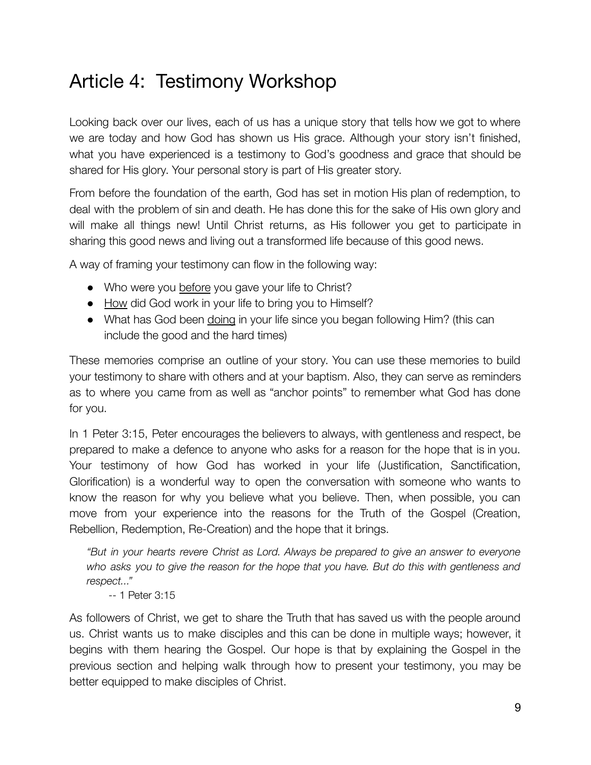# Article 4: Testimony Workshop

Looking back over our lives, each of us has a unique story that tells how we got to where we are today and how God has shown us His grace. Although your story isn't finished, what you have experienced is a testimony to God's goodness and grace that should be shared for His glory. Your personal story is part of His greater story.

From before the foundation of the earth, God has set in motion His plan of redemption, to deal with the problem of sin and death. He has done this for the sake of His own glory and will make all things new! Until Christ returns, as His follower you get to participate in sharing this good news and living out a transformed life because of this good news.

A way of framing your testimony can flow in the following way:

- Who were you <u>before</u> you gave your life to Christ?
- <u>How</u> did God work in your life to bring you to Himself?
- What has God been <u>doing</u> in your life since you began following Him? (this can include the good and the hard times)

These memories comprise an outline of your story. You can use these memories to build your testimony to share with others and at your baptism. Also, they can serve as reminders as to where you came from as well as "anchor points" to remember what God has done for you.

In 1 Peter 3:15, Peter encourages the believers to always, with gentleness and respect, be prepared to make a defence to anyone who asks for a reason for the hope that is in you. Your testimony of how God has worked in your life (Justification, Sanctification, Glorification) is a wonderful way to open the conversation with someone who wants to know the reason for why you believe what you believe. Then, when possible, you can move from your experience into the reasons for the Truth of the Gospel (Creation, Rebellion, Redemption, Re-Creation) and the hope that it brings.

> *"But in your hearts revere Christ as Lord. Always be prepared to give an answer to everyone who asks you to give the reason for the hope that you have. But do this with gentleness and respect..."*
>
> -- 1 Peter 3:15

As followers of Christ, we get to share the Truth that has saved us with the people around us. Christ wants us to make disciples and this can be done in multiple ways; however, it begins with them hearing the Gospel. Our hope is that by explaining the Gospel in the previous section and helping walk through how to present your testimony, you may be better equipped to make disciples of Christ.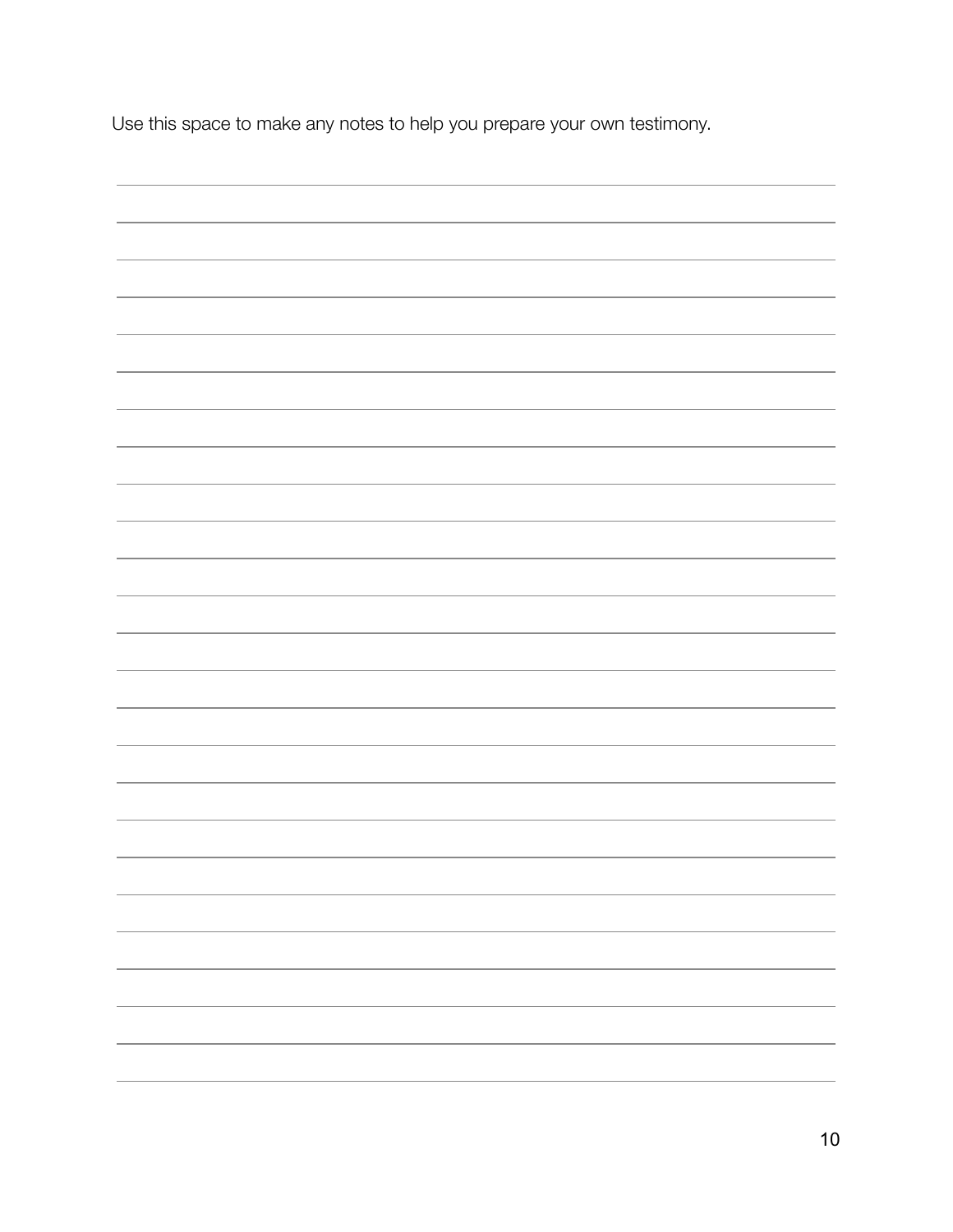Use this space to make any notes to help you prepare your own testimony.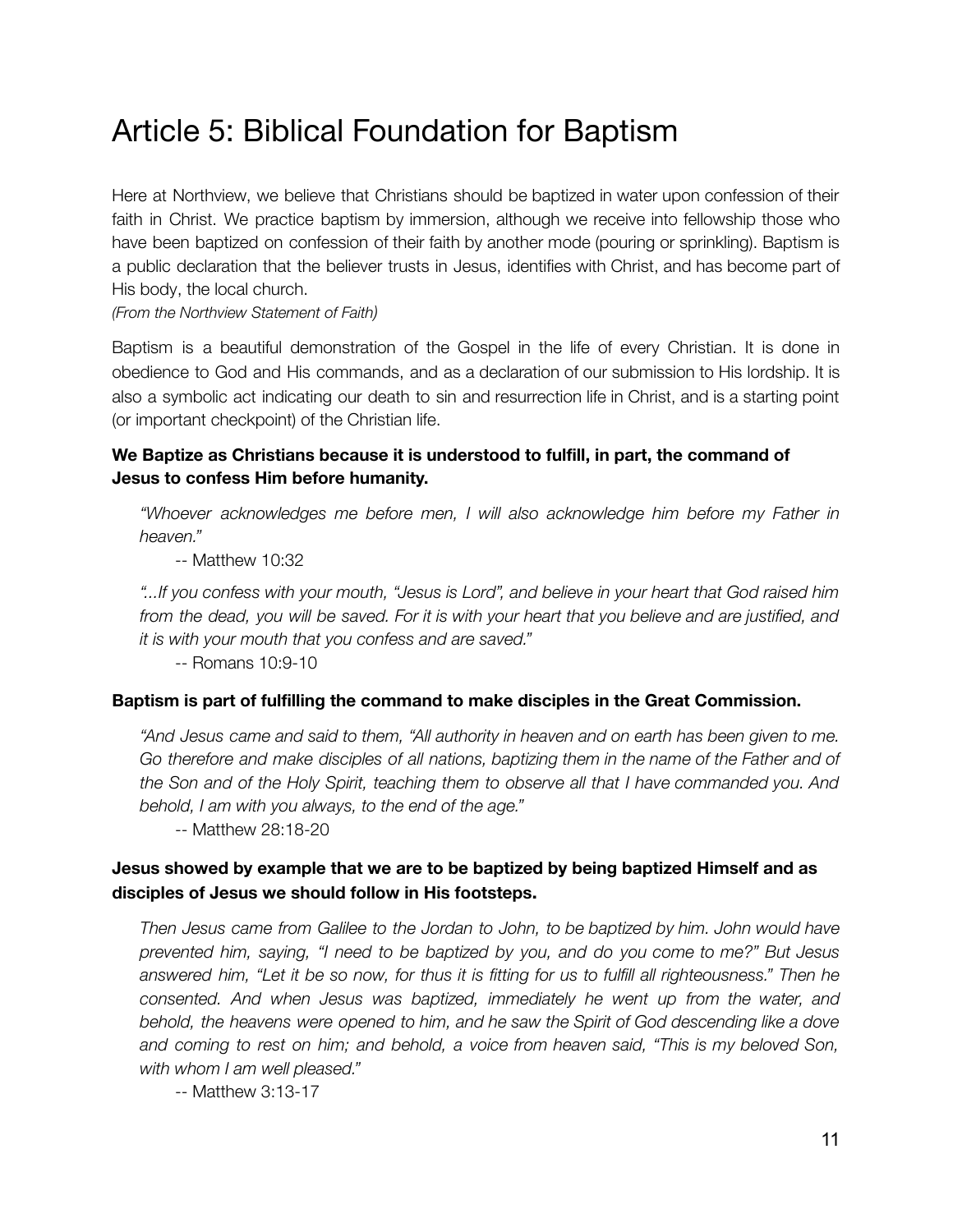# Article 5: Biblical Foundation for Baptism

Here at Northview, we believe that Christians should be baptized in water upon confession of their faith in Christ. We practice baptism by immersion, although we receive into fellowship those who have been baptized on confession of their faith by another mode (pouring or sprinkling). Baptism is a public declaration that the believer trusts in Jesus, identifies with Christ, and has become part of His body, the local church.

*(From the Northview Statement of Faith)*

Baptism is a beautiful demonstration of the Gospel in the life of every Christian. It is done in obedience to God and His commands, and as a declaration of our submission to His lordship. It is also a symbolic act indicating our death to sin and resurrection life in Christ, and is a starting point (or important checkpoint) of the Christian life.

**We Baptize as Christians because it is understood to fulfill, in part, the command of Jesus to confess Him before humanity.**

> *"Whoever acknowledges me before men, I will also acknowledge him before my Father in heaven."*
>
> -- Matthew 10:32

> *"...If you confess with your mouth, "Jesus is Lord", and believe in your heart that God raised him from the dead, you will be saved. For it is with your heart that you believe and are justified, and it is with your mouth that you confess and are saved."*
>
> -- Romans 10:9-10

**Baptism is part of fulfilling the command to make disciples in the Great Commission.**

> *"And Jesus came and said to them, "All authority in heaven and on earth has been given to me. Go therefore and make disciples of all nations, baptizing them in the name of the Father and of the Son and of the Holy Spirit, teaching them to observe all that I have commanded you. And behold, I am with you always, to the end of the age."*
>
> -- Matthew 28:18-20

**Jesus showed by example that we are to be baptized by being baptized Himself and as disciples of Jesus we should follow in His footsteps.**

> *Then Jesus came from Galilee to the Jordan to John, to be baptized by him. John would have prevented him, saying, "I need to be baptized by you, and do you come to me?" But Jesus answered him, "Let it be so now, for thus it is fitting for us to fulfill all righteousness." Then he consented. And when Jesus was baptized, immediately he went up from the water, and behold, the heavens were opened to him, and he saw the Spirit of God descending like a dove and coming to rest on him; and behold, a voice from heaven said, "This is my beloved Son, with whom I am well pleased."*
>
> -- Matthew 3:13-17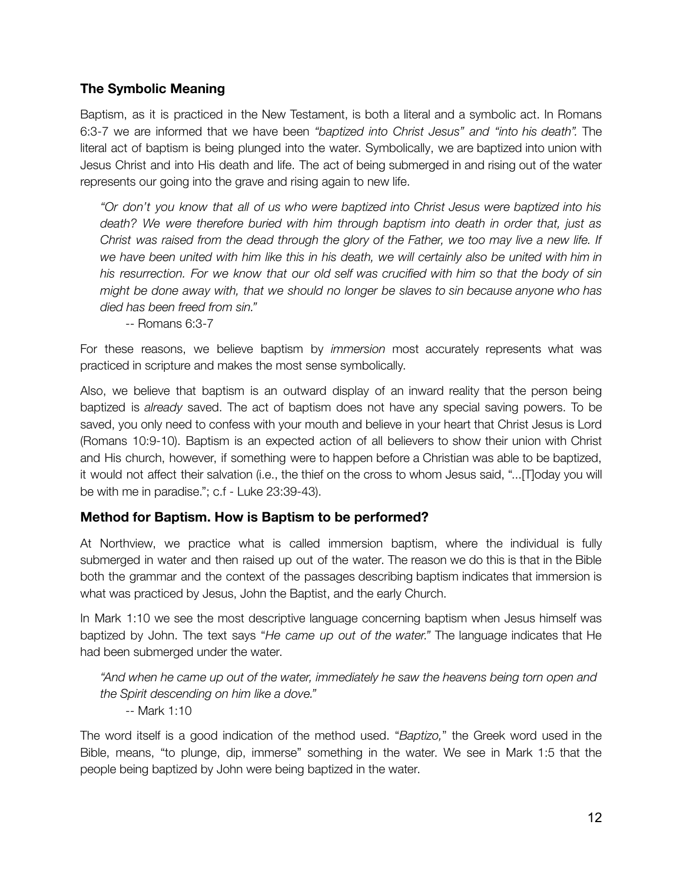## The Symbolic Meaning

Baptism, as it is practiced in the New Testament, is both a literal and a symbolic act. In Romans 6:3-7 we are informed that we have been *"baptized into Christ Jesus" and "into his death".* The literal act of baptism is being plunged into the water. Symbolically, we are baptized into union with Jesus Christ and into His death and life. The act of being submerged in and rising out of the water represents our going into the grave and rising again to new life.

> *"Or don't you know that all of us who were baptized into Christ Jesus were baptized into his death? We were therefore buried with him through baptism into death in order that, just as Christ was raised from the dead through the glory of the Father, we too may live a new life. If we have been united with him like this in his death, we will certainly also be united with him in his resurrection. For we know that our old self was crucified with him so that the body of sin might be done away with, that we should no longer be slaves to sin because anyone who has died has been freed from sin."*
>
> -- Romans 6:3-7

For these reasons, we believe baptism by *immersion* most accurately represents what was practiced in scripture and makes the most sense symbolically.

Also, we believe that baptism is an outward display of an inward reality that the person being baptized is *already* saved. The act of baptism does not have any special saving powers. To be saved, you only need to confess with your mouth and believe in your heart that Christ Jesus is Lord (Romans 10:9-10). Baptism is an expected action of all believers to show their union with Christ and His church, however, if something were to happen before a Christian was able to be baptized, it would not affect their salvation (i.e., the thief on the cross to whom Jesus said, "...[T]oday you will be with me in paradise."; c.f - Luke 23:39-43).

## Method for Baptism. How is Baptism to be performed?

At Northview, we practice what is called immersion baptism, where the individual is fully submerged in water and then raised up out of the water. The reason we do this is that in the Bible both the grammar and the context of the passages describing baptism indicates that immersion is what was practiced by Jesus, John the Baptist, and the early Church.

In Mark 1:10 we see the most descriptive language concerning baptism when Jesus himself was baptized by John. The text says "*He came up out of the water."* The language indicates that He had been submerged under the water.

> *"And when he came up out of the water, immediately he saw the heavens being torn open and the Spirit descending on him like a dove."*
>
> -- Mark 1:10

The word itself is a good indication of the method used. "*Baptizo,*" the Greek word used in the Bible, means, "to plunge, dip, immerse" something in the water. We see in Mark 1:5 that the people being baptized by John were being baptized in the water.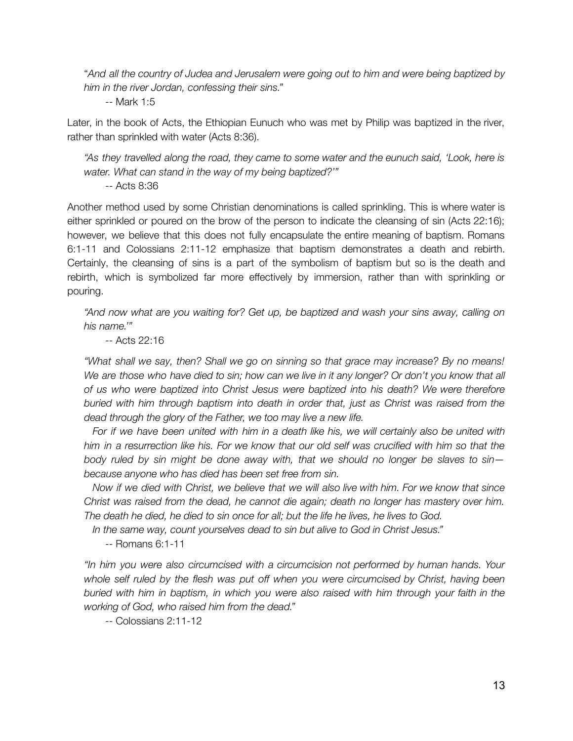"*And all the country of Judea and Jerusalem were going out to him and were being baptized by him in the river Jordan, confessing their sins.*"

-- Mark 1:5

Later, in the book of Acts, the Ethiopian Eunuch who was met by Philip was baptized in the river, rather than sprinkled with water (Acts 8:36).

*"As they travelled along the road, they came to some water and the eunuch said, 'Look, here is water. What can stand in the way of my being baptized?'"*

-- Acts 8:36

Another method used by some Christian denominations is called sprinkling. This is where water is either sprinkled or poured on the brow of the person to indicate the cleansing of sin (Acts 22:16); however, we believe that this does not fully encapsulate the entire meaning of baptism. Romans 6:1-11 and Colossians 2:11-12 emphasize that baptism demonstrates a death and rebirth. Certainly, the cleansing of sins is a part of the symbolism of baptism but so is the death and rebirth, which is symbolized far more effectively by immersion, rather than with sprinkling or pouring.

*"And now what are you waiting for? Get up, be baptized and wash your sins away, calling on his name.'"*

-- Acts 22:16

*"What shall we say, then? Shall we go on sinning so that grace may increase? By no means! We are those who have died to sin; how can we live in it any longer? Or don't you know that all of us who were baptized into Christ Jesus were baptized into his death? We were therefore buried with him through baptism into death in order that, just as Christ was raised from the dead through the glory of the Father, we too may live a new life.*

*For if we have been united with him in a death like his, we will certainly also be united with him in a resurrection like his. For we know that our old self was crucified with him so that the body ruled by sin might be done away with, that we should no longer be slaves to sin—because anyone who has died has been set free from sin.*

*Now if we died with Christ, we believe that we will also live with him. For we know that since Christ was raised from the dead, he cannot die again; death no longer has mastery over him. The death he died, he died to sin once for all; but the life he lives, he lives to God.*

*In the same way, count yourselves dead to sin but alive to God in Christ Jesus."*

-- Romans 6:1-11

*"In him you were also circumcised with a circumcision not performed by human hands. Your whole self ruled by the flesh was put off when you were circumcised by Christ, having been buried with him in baptism, in which you were also raised with him through your faith in the working of God, who raised him from the dead."*

-- Colossians 2:11-12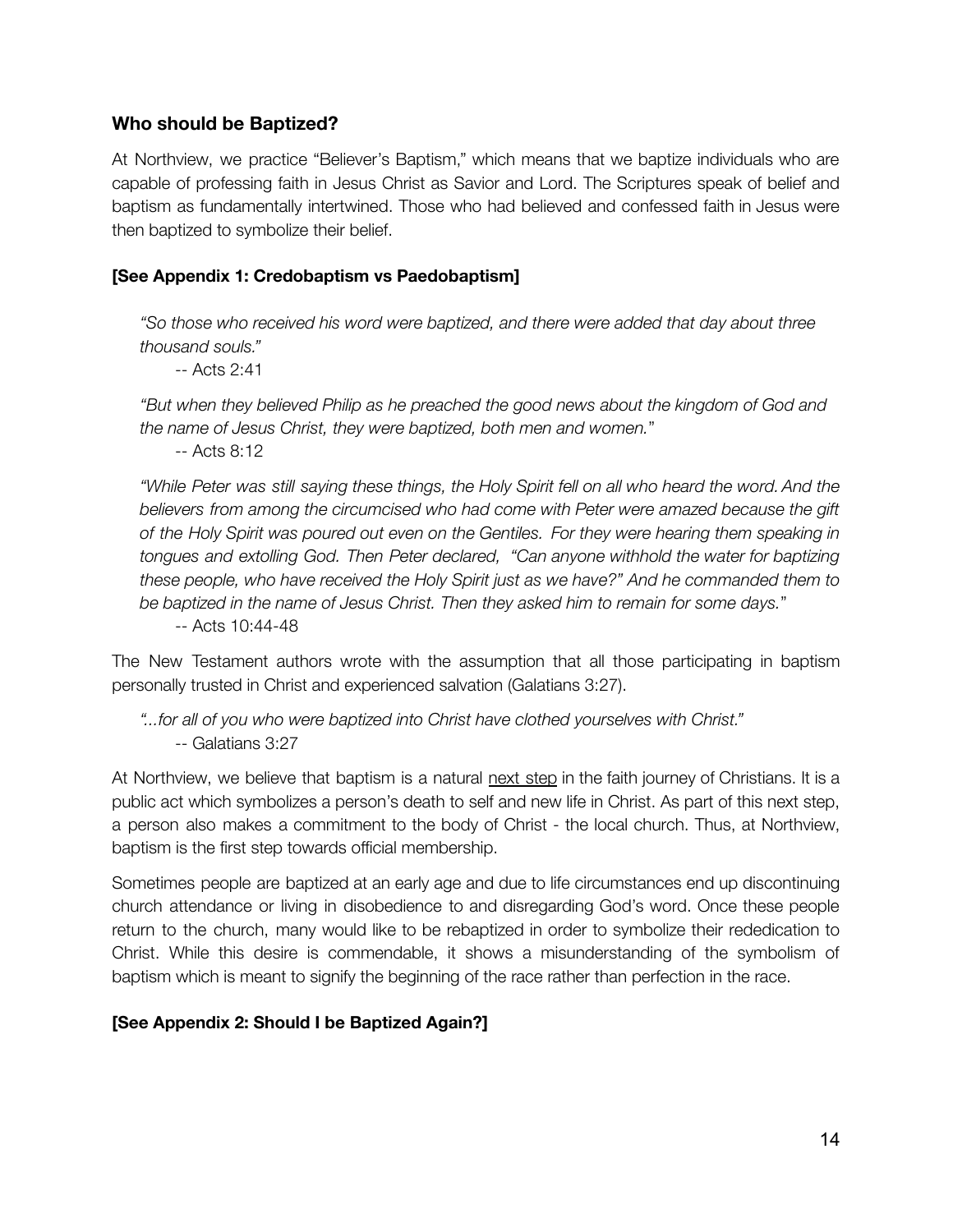### Who should be Baptized?

At Northview, we practice "Believer's Baptism," which means that we baptize individuals who are capable of professing faith in Jesus Christ as Savior and Lord. The Scriptures speak of belief and baptism as fundamentally intertwined. Those who had believed and confessed faith in Jesus were then baptized to symbolize their belief.

**[See Appendix 1: Credobaptism vs Paedobaptism]**

> *"So those who received his word were baptized, and there were added that day about three thousand souls."*
>
> -- Acts 2:41
>
> *"But when they believed Philip as he preached the good news about the kingdom of God and the name of Jesus Christ, they were baptized, both men and women."*
>
> -- Acts 8:12
>
> *"While Peter was still saying these things, the Holy Spirit fell on all who heard the word. And the believers from among the circumcised who had come with Peter were amazed because the gift of the Holy Spirit was poured out even on the Gentiles. For they were hearing them speaking in tongues and extolling God. Then Peter declared, "Can anyone withhold the water for baptizing these people, who have received the Holy Spirit just as we have?" And he commanded them to be baptized in the name of Jesus Christ. Then they asked him to remain for some days."*
>
> -- Acts 10:44-48

The New Testament authors wrote with the assumption that all those participating in baptism personally trusted in Christ and experienced salvation (Galatians 3:27).

> *"...for all of you who were baptized into Christ have clothed yourselves with Christ."*
>
> -- Galatians 3:27

At Northview, we believe that baptism is a natural <u>next step</u> in the faith journey of Christians. It is a public act which symbolizes a person's death to self and new life in Christ. As part of this next step, a person also makes a commitment to the body of Christ - the local church. Thus, at Northview, baptism is the first step towards official membership.

Sometimes people are baptized at an early age and due to life circumstances end up discontinuing church attendance or living in disobedience to and disregarding God's word. Once these people return to the church, many would like to be rebaptized in order to symbolize their rededication to Christ. While this desire is commendable, it shows a misunderstanding of the symbolism of baptism which is meant to signify the beginning of the race rather than perfection in the race.

**[See Appendix 2: Should I be Baptized Again?]**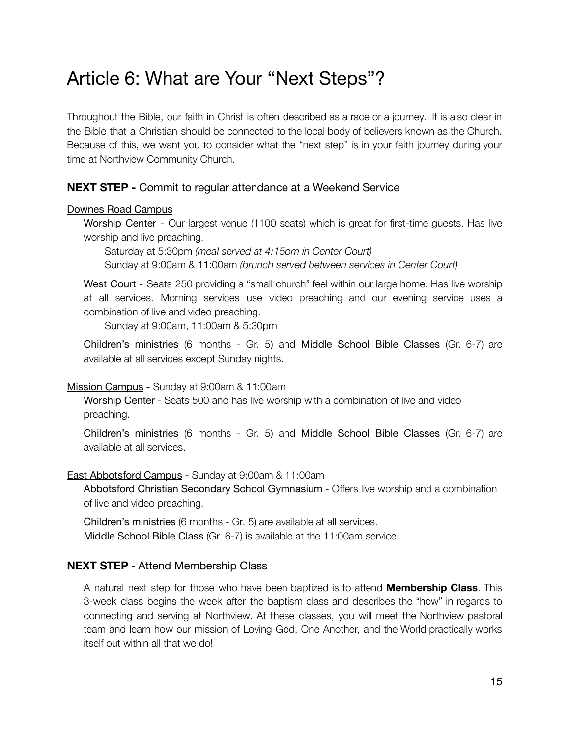# Article 6: What are Your "Next Steps"?

Throughout the Bible, our faith in Christ is often described as a race or a journey. It is also clear in the Bible that a Christian should be connected to the local body of believers known as the Church. Because of this, we want you to consider what the "next step" is in your faith journey during your time at Northview Community Church.

### **NEXT STEP -** Commit to regular attendance at a Weekend Service

<u>Downes Road Campus</u>

Worship Center - Our largest venue (1100 seats) which is great for first-time guests. Has live worship and live preaching.

Saturday at 5:30pm *(meal served at 4:15pm in Center Court)*
Sunday at 9:00am & 11:00am *(brunch served between services in Center Court)*

West Court - Seats 250 providing a "small church" feel within our large home. Has live worship at all services. Morning services use video preaching and our evening service uses a combination of live and video preaching.

Sunday at 9:00am, 11:00am & 5:30pm

Children's ministries (6 months - Gr. 5) and Middle School Bible Classes (Gr. 6-7) are available at all services except Sunday nights.

<u>Mission Campus</u> - Sunday at 9:00am & 11:00am

Worship Center - Seats 500 and has live worship with a combination of live and video preaching.

Children's ministries (6 months - Gr. 5) and Middle School Bible Classes (Gr. 6-7) are available at all services.

<u>East Abbotsford Campus</u> - Sunday at 9:00am & 11:00am

Abbotsford Christian Secondary School Gymnasium - Offers live worship and a combination of live and video preaching.

Children's ministries (6 months - Gr. 5) are available at all services.
Middle School Bible Class (Gr. 6-7) is available at the 11:00am service.

### **NEXT STEP -** Attend Membership Class

A natural next step for those who have been baptized is to attend **Membership Class**. This 3-week class begins the week after the baptism class and describes the "how" in regards to connecting and serving at Northview. At these classes, you will meet the Northview pastoral team and learn how our mission of Loving God, One Another, and the World practically works itself out within all that we do!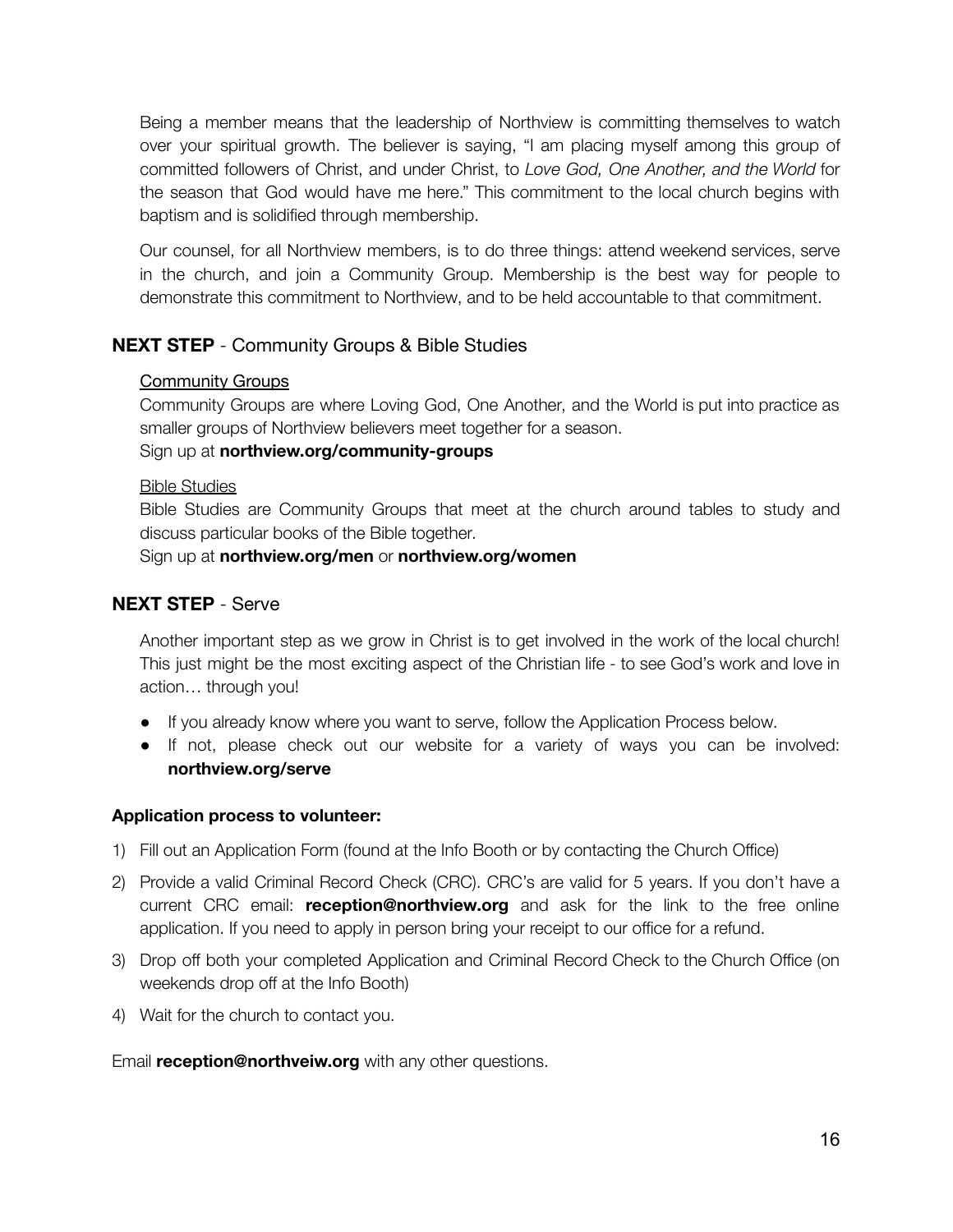Being a member means that the leadership of Northview is committing themselves to watch over your spiritual growth. The believer is saying, "I am placing myself among this group of committed followers of Christ, and under Christ, to *Love God, One Another, and the World* for the season that God would have me here." This commitment to the local church begins with baptism and is solidified through membership.

Our counsel, for all Northview members, is to do three things: attend weekend services, serve in the church, and join a Community Group. Membership is the best way for people to demonstrate this commitment to Northview, and to be held accountable to that commitment.

### **NEXT STEP** - Community Groups & Bible Studies

<u>Community Groups</u>

Community Groups are where Loving God, One Another, and the World is put into practice as smaller groups of Northview believers meet together for a season.

Sign up at **northview.org/community-groups**

<u>Bible Studies</u>

Bible Studies are Community Groups that meet at the church around tables to study and discuss particular books of the Bible together.

Sign up at **northview.org/men** or **northview.org/women**

### **NEXT STEP** - Serve

Another important step as we grow in Christ is to get involved in the work of the local church! This just might be the most exciting aspect of the Christian life - to see God's work and love in action… through you!

- If you already know where you want to serve, follow the Application Process below.
- If not, please check out our website for a variety of ways you can be involved: **northview.org/serve**

**Application process to volunteer:**

1) Fill out an Application Form (found at the Info Booth or by contacting the Church Office)
2) Provide a valid Criminal Record Check (CRC). CRC's are valid for 5 years. If you don't have a current CRC email: **reception@northview.org** and ask for the link to the free online application. If you need to apply in person bring your receipt to our office for a refund.
3) Drop off both your completed Application and Criminal Record Check to the Church Office (on weekends drop off at the Info Booth)
4) Wait for the church to contact you.

Email **reception@northveiw.org** with any other questions.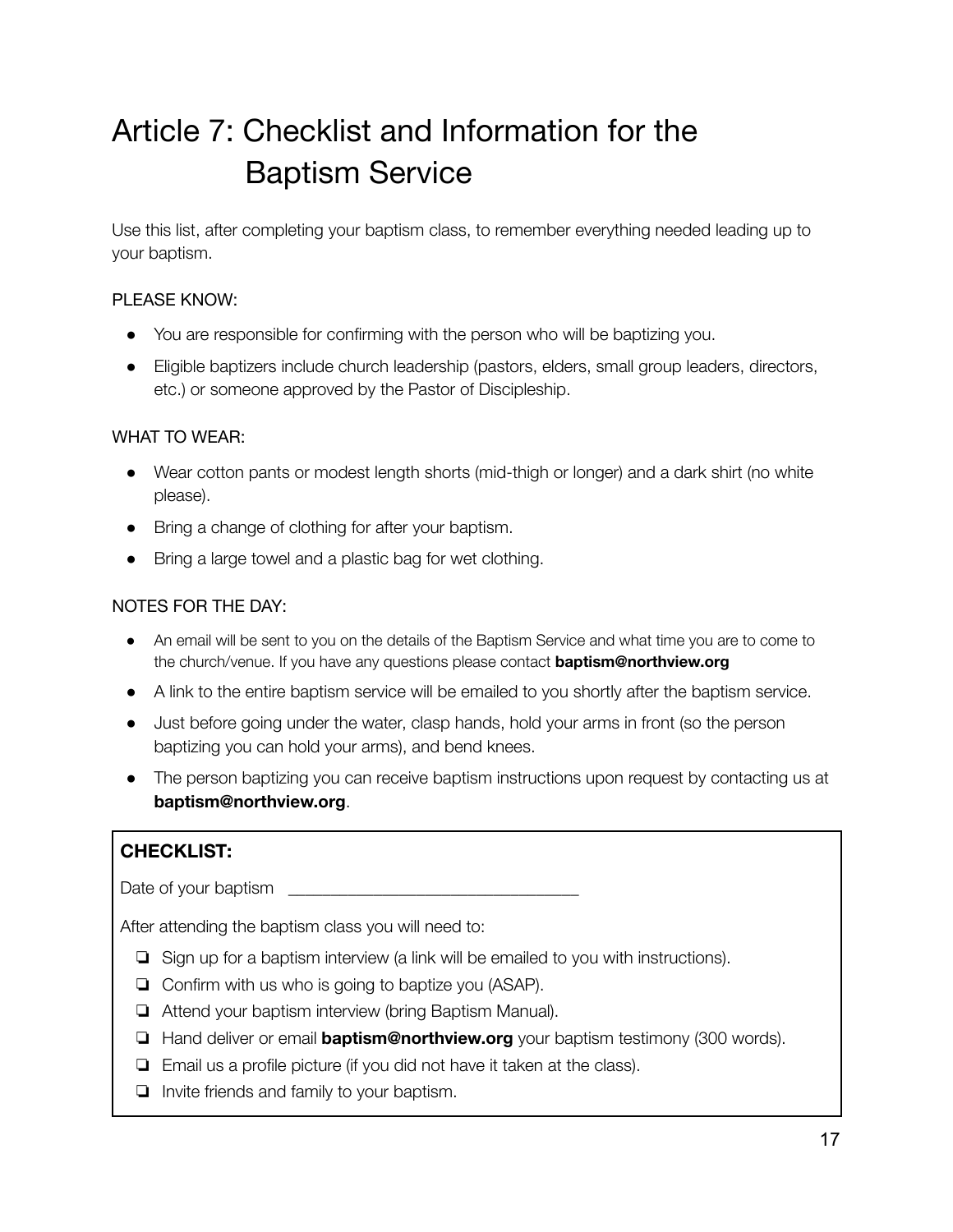# Article 7: Checklist and Information for the Baptism Service

Use this list, after completing your baptism class, to remember everything needed leading up to your baptism.

PLEASE KNOW:

- You are responsible for confirming with the person who will be baptizing you.
- Eligible baptizers include church leadership (pastors, elders, small group leaders, directors, etc.) or someone approved by the Pastor of Discipleship.

WHAT TO WEAR:

- Wear cotton pants or modest length shorts (mid-thigh or longer) and a dark shirt (no white please).
- Bring a change of clothing for after your baptism.
- Bring a large towel and a plastic bag for wet clothing.

NOTES FOR THE DAY:

- An email will be sent to you on the details of the Baptism Service and what time you are to come to the church/venue. If you have any questions please contact **baptism@northview.org**
- A link to the entire baptism service will be emailed to you shortly after the baptism service.
- Just before going under the water, clasp hands, hold your arms in front (so the person baptizing you can hold your arms), and bend knees.
- The person baptizing you can receive baptism instructions upon request by contacting us at **baptism@northview.org**.

**CHECKLIST:**

Date of your baptism ________________________________

After attending the baptism class you will need to:

- [ ] Sign up for a baptism interview (a link will be emailed to you with instructions).
- [ ] Confirm with us who is going to baptize you (ASAP).
- [ ] Attend your baptism interview (bring Baptism Manual).
- [ ] Hand deliver or email **baptism@northview.org** your baptism testimony (300 words).
- [ ] Email us a profile picture (if you did not have it taken at the class).
- [ ] Invite friends and family to your baptism.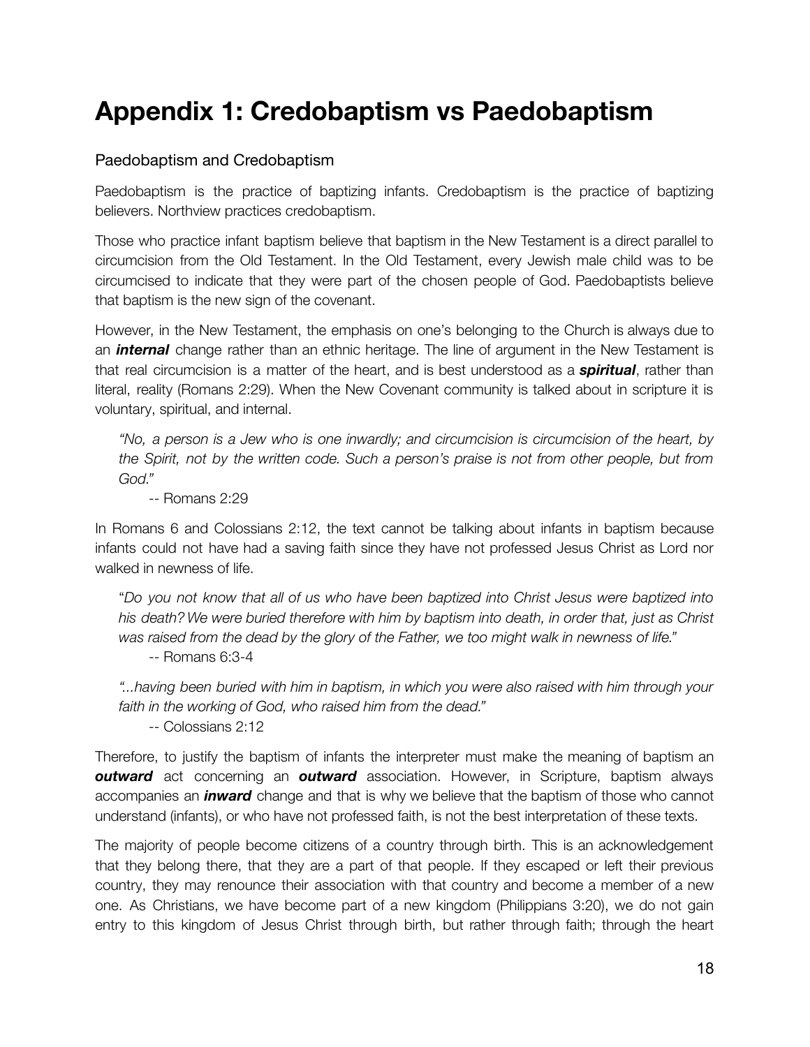# Appendix 1: Credobaptism vs Paedobaptism

## Paedobaptism and Credobaptism

Paedobaptism is the practice of baptizing infants. Credobaptism is the practice of baptizing believers. Northview practices credobaptism.

Those who practice infant baptism believe that baptism in the New Testament is a direct parallel to circumcision from the Old Testament. In the Old Testament, every Jewish male child was to be circumcised to indicate that they were part of the chosen people of God. Paedobaptists believe that baptism is the new sign of the covenant.

However, in the New Testament, the emphasis on one's belonging to the Church is always due to an ***internal*** change rather than an ethnic heritage. The line of argument in the New Testament is that real circumcision is a matter of the heart, and is best understood as a ***spiritual***, rather than literal, reality (Romans 2:29). When the New Covenant community is talked about in scripture it is voluntary, spiritual, and internal.

> *"No, a person is a Jew who is one inwardly; and circumcision is circumcision of the heart, by the Spirit, not by the written code. Such a person's praise is not from other people, but from God."*
>
> -- Romans 2:29

In Romans 6 and Colossians 2:12, the text cannot be talking about infants in baptism because infants could not have had a saving faith since they have not professed Jesus Christ as Lord nor walked in newness of life.

> "*Do you not know that all of us who have been baptized into Christ Jesus were baptized into his death? We were buried therefore with him by baptism into death, in order that, just as Christ was raised from the dead by the glory of the Father, we too might walk in newness of life."*
>
> -- Romans 6:3-4

> *"...having been buried with him in baptism, in which you were also raised with him through your faith in the working of God, who raised him from the dead."*
>
> -- Colossians 2:12

Therefore, to justify the baptism of infants the interpreter must make the meaning of baptism an ***outward*** act concerning an ***outward*** association. However, in Scripture, baptism always accompanies an ***inward*** change and that is why we believe that the baptism of those who cannot understand (infants), or who have not professed faith, is not the best interpretation of these texts.

The majority of people become citizens of a country through birth. This is an acknowledgement that they belong there, that they are a part of that people. If they escaped or left their previous country, they may renounce their association with that country and become a member of a new one. As Christians, we have become part of a new kingdom (Philippians 3:20), we do not gain entry to this kingdom of Jesus Christ through birth, but rather through faith; through the heart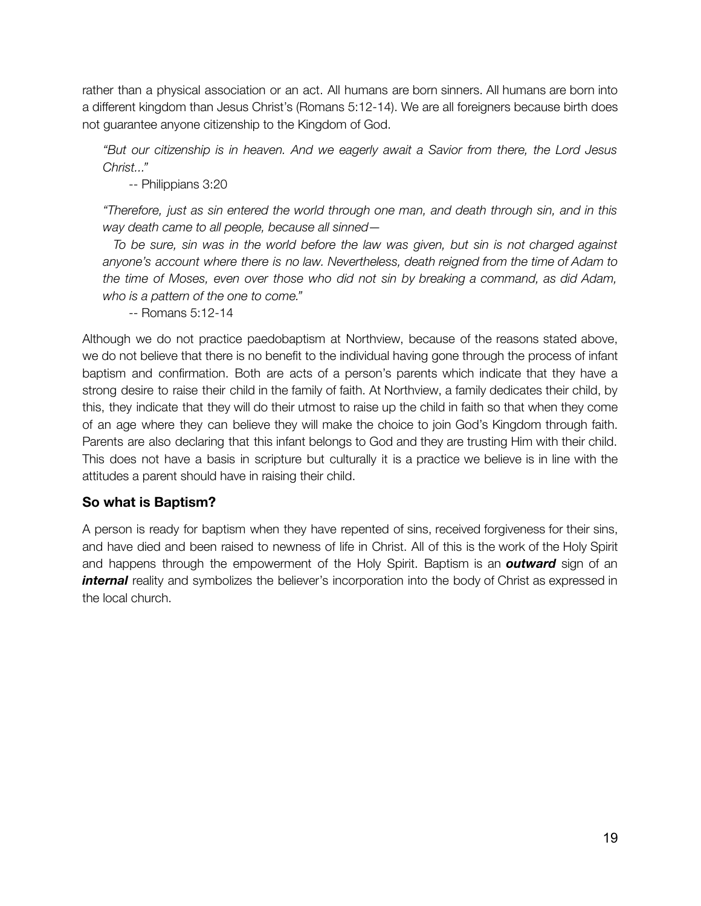rather than a physical association or an act. All humans are born sinners. All humans are born into a different kingdom than Jesus Christ's (Romans 5:12-14). We are all foreigners because birth does not guarantee anyone citizenship to the Kingdom of God.

> *"But our citizenship is in heaven. And we eagerly await a Savior from there, the Lord Jesus Christ..."*
>
> -- Philippians 3:20

> *"Therefore, just as sin entered the world through one man, and death through sin, and in this way death came to all people, because all sinned—*
>
> *To be sure, sin was in the world before the law was given, but sin is not charged against anyone's account where there is no law. Nevertheless, death reigned from the time of Adam to the time of Moses, even over those who did not sin by breaking a command, as did Adam, who is a pattern of the one to come."*
>
> -- Romans 5:12-14

Although we do not practice paedobaptism at Northview, because of the reasons stated above, we do not believe that there is no benefit to the individual having gone through the process of infant baptism and confirmation. Both are acts of a person's parents which indicate that they have a strong desire to raise their child in the family of faith. At Northview, a family dedicates their child, by this, they indicate that they will do their utmost to raise up the child in faith so that when they come of an age where they can believe they will make the choice to join God's Kingdom through faith. Parents are also declaring that this infant belongs to God and they are trusting Him with their child. This does not have a basis in scripture but culturally it is a practice we believe is in line with the attitudes a parent should have in raising their child.

### So what is Baptism?

A person is ready for baptism when they have repented of sins, received forgiveness for their sins, and have died and been raised to newness of life in Christ. All of this is the work of the Holy Spirit and happens through the empowerment of the Holy Spirit. Baptism is an ***outward*** sign of an ***internal*** reality and symbolizes the believer's incorporation into the body of Christ as expressed in the local church.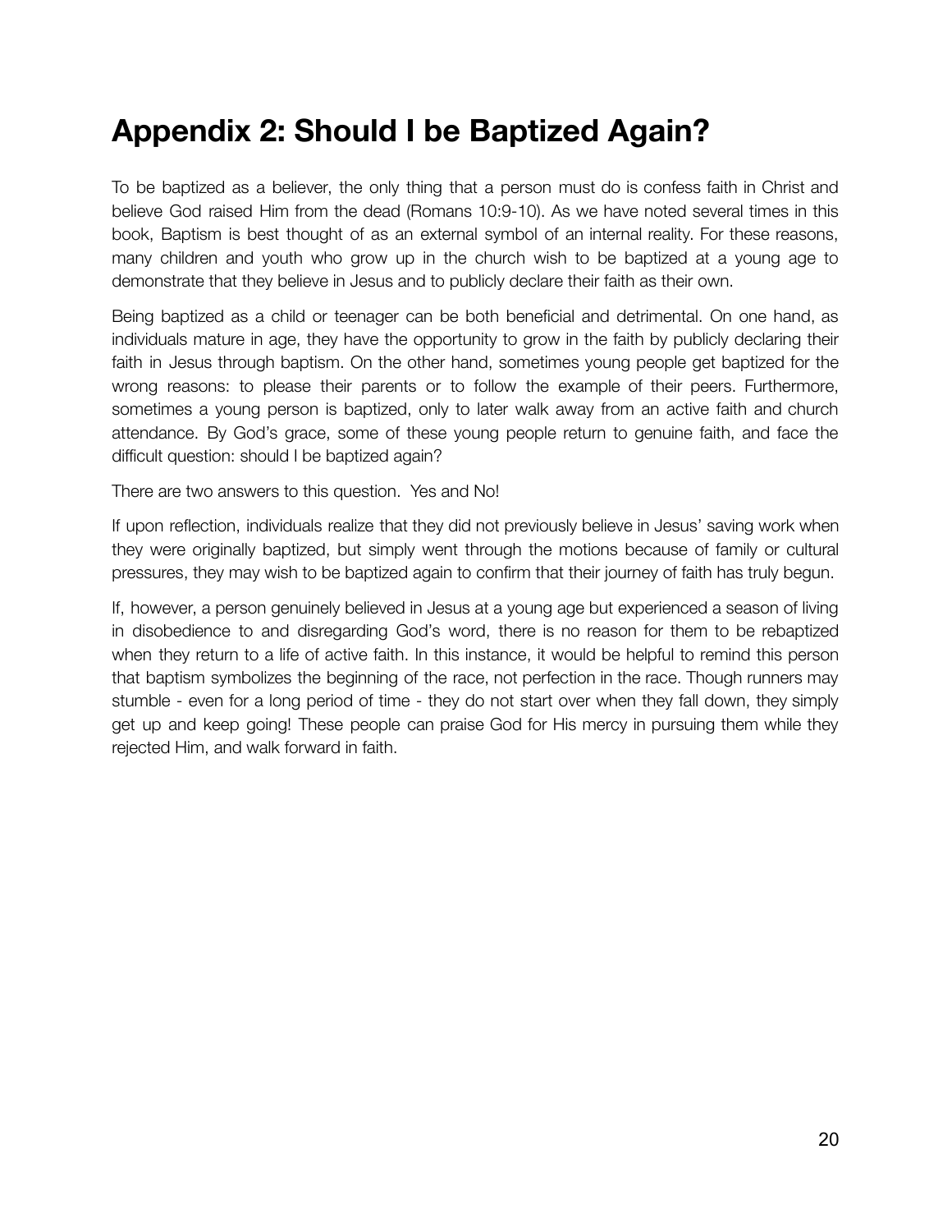# Appendix 2: Should I be Baptized Again?

To be baptized as a believer, the only thing that a person must do is confess faith in Christ and believe God raised Him from the dead (Romans 10:9-10). As we have noted several times in this book, Baptism is best thought of as an external symbol of an internal reality. For these reasons, many children and youth who grow up in the church wish to be baptized at a young age to demonstrate that they believe in Jesus and to publicly declare their faith as their own.

Being baptized as a child or teenager can be both beneficial and detrimental. On one hand, as individuals mature in age, they have the opportunity to grow in the faith by publicly declaring their faith in Jesus through baptism. On the other hand, sometimes young people get baptized for the wrong reasons: to please their parents or to follow the example of their peers. Furthermore, sometimes a young person is baptized, only to later walk away from an active faith and church attendance. By God's grace, some of these young people return to genuine faith, and face the difficult question: should I be baptized again?

There are two answers to this question.  Yes and No!

If upon reflection, individuals realize that they did not previously believe in Jesus' saving work when they were originally baptized, but simply went through the motions because of family or cultural pressures, they may wish to be baptized again to confirm that their journey of faith has truly begun.

If, however, a person genuinely believed in Jesus at a young age but experienced a season of living in disobedience to and disregarding God's word, there is no reason for them to be rebaptized when they return to a life of active faith. In this instance, it would be helpful to remind this person that baptism symbolizes the beginning of the race, not perfection in the race. Though runners may stumble - even for a long period of time - they do not start over when they fall down, they simply get up and keep going! These people can praise God for His mercy in pursuing them while they rejected Him, and walk forward in faith.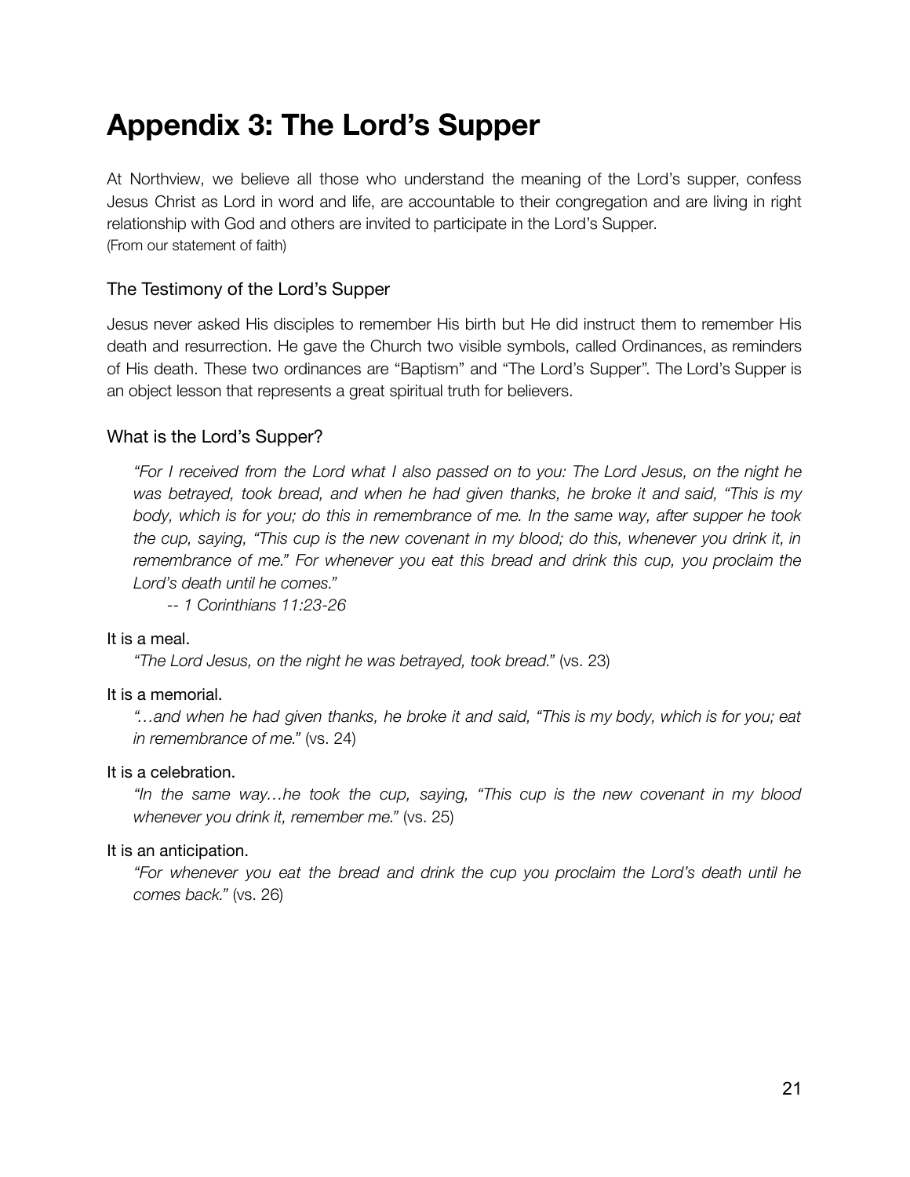# Appendix 3: The Lord's Supper

At Northview, we believe all those who understand the meaning of the Lord's supper, confess Jesus Christ as Lord in word and life, are accountable to their congregation and are living in right relationship with God and others are invited to participate in the Lord's Supper.
(From our statement of faith)

## The Testimony of the Lord's Supper

Jesus never asked His disciples to remember His birth but He did instruct them to remember His death and resurrection. He gave the Church two visible symbols, called Ordinances, as reminders of His death. These two ordinances are "Baptism" and "The Lord's Supper". The Lord's Supper is an object lesson that represents a great spiritual truth for believers.

## What is the Lord's Supper?

> *"For I received from the Lord what I also passed on to you: The Lord Jesus, on the night he was betrayed, took bread, and when he had given thanks, he broke it and said, "This is my body, which is for you; do this in remembrance of me. In the same way, after supper he took the cup, saying, "This cup is the new covenant in my blood; do this, whenever you drink it, in remembrance of me." For whenever you eat this bread and drink this cup, you proclaim the Lord's death until he comes."*
>
> *-- 1 Corinthians 11:23-26*

It is a meal.

> *"The Lord Jesus, on the night he was betrayed, took bread."* (vs. 23)

It is a memorial.

> *"…and when he had given thanks, he broke it and said, "This is my body, which is for you; eat in remembrance of me."* (vs. 24)

It is a celebration.

> *"In the same way…he took the cup, saying, "This cup is the new covenant in my blood whenever you drink it, remember me."* (vs. 25)

It is an anticipation.

> *"For whenever you eat the bread and drink the cup you proclaim the Lord's death until he comes back."* (vs. 26)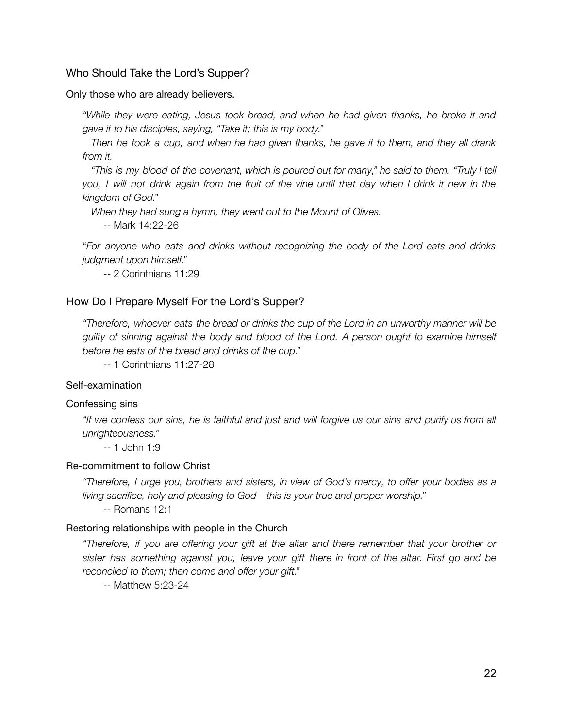## Who Should Take the Lord's Supper?

Only those who are already believers.

> *"While they were eating, Jesus took bread, and when he had given thanks, he broke it and gave it to his disciples, saying, "Take it; this is my body."*
>
> *Then he took a cup, and when he had given thanks, he gave it to them, and they all drank from it.*
>
> *"This is my blood of the covenant, which is poured out for many," he said to them. "Truly I tell you, I will not drink again from the fruit of the vine until that day when I drink it new in the kingdom of God."*
>
> *When they had sung a hymn, they went out to the Mount of Olives.*
>
> -- Mark 14:22-26

> "*For anyone who eats and drinks without recognizing the body of the Lord eats and drinks judgment upon himself."*
>
> -- 2 Corinthians 11:29

## How Do I Prepare Myself For the Lord's Supper?

> *"Therefore, whoever eats the bread or drinks the cup of the Lord in an unworthy manner will be guilty of sinning against the body and blood of the Lord. A person ought to examine himself before he eats of the bread and drinks of the cup."*
>
> -- 1 Corinthians 11:27-28

Self-examination

Confessing sins

> *"If we confess our sins, he is faithful and just and will forgive us our sins and purify us from all unrighteousness."*
>
> -- 1 John 1:9

Re-commitment to follow Christ

> *"Therefore, I urge you, brothers and sisters, in view of God's mercy, to offer your bodies as a living sacrifice, holy and pleasing to God—this is your true and proper worship."*
>
> -- Romans 12:1

Restoring relationships with people in the Church

> *"Therefore, if you are offering your gift at the altar and there remember that your brother or sister has something against you, leave your gift there in front of the altar. First go and be reconciled to them; then come and offer your gift."*
>
> -- Matthew 5:23-24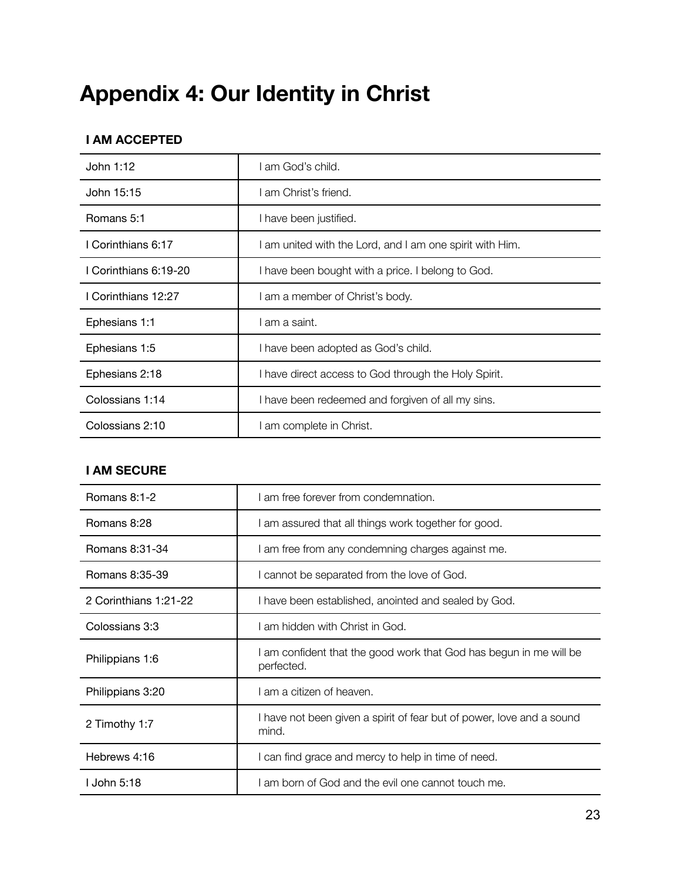# Appendix 4: Our Identity in Christ

### I AM ACCEPTED

| | |
|---|---|
| John 1:12 | I am God's child. |
| John 15:15 | I am Christ's friend. |
| Romans 5:1 | I have been justified. |
| I Corinthians 6:17 | I am united with the Lord, and I am one spirit with Him. |
| I Corinthians 6:19-20 | I have been bought with a price. I belong to God. |
| I Corinthians 12:27 | I am a member of Christ's body. |
| Ephesians 1:1 | I am a saint. |
| Ephesians 1:5 | I have been adopted as God's child. |
| Ephesians 2:18 | I have direct access to God through the Holy Spirit. |
| Colossians 1:14 | I have been redeemed and forgiven of all my sins. |
| Colossians 2:10 | I am complete in Christ. |

### I AM SECURE

| | |
|---|---|
| Romans 8:1-2 | I am free forever from condemnation. |
| Romans 8:28 | I am assured that all things work together for good. |
| Romans 8:31-34 | I am free from any condemning charges against me. |
| Romans 8:35-39 | I cannot be separated from the love of God. |
| 2 Corinthians 1:21-22 | I have been established, anointed and sealed by God. |
| Colossians 3:3 | I am hidden with Christ in God. |
| Philippians 1:6 | I am confident that the good work that God has begun in me will be perfected. |
| Philippians 3:20 | I am a citizen of heaven. |
| 2 Timothy 1:7 | I have not been given a spirit of fear but of power, love and a sound mind. |
| Hebrews 4:16 | I can find grace and mercy to help in time of need. |
| I John 5:18 | I am born of God and the evil one cannot touch me. |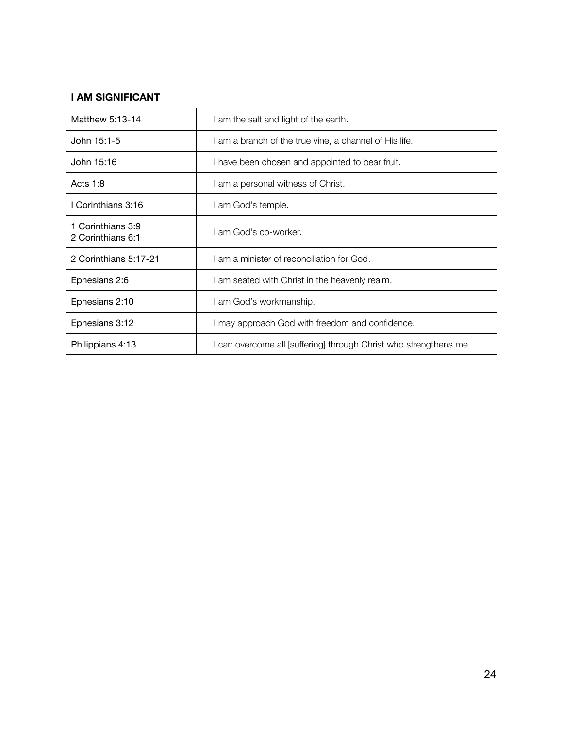### I AM SIGNIFICANT

| | |
|---|---|
| Matthew 5:13-14 | I am the salt and light of the earth. |
| John 15:1-5 | I am a branch of the true vine, a channel of His life. |
| John 15:16 | I have been chosen and appointed to bear fruit. |
| Acts 1:8 | I am a personal witness of Christ. |
| I Corinthians 3:16 | I am God's temple. |
| 1 Corinthians 3:9<br>2 Corinthians 6:1 | I am God's co-worker. |
| 2 Corinthians 5:17-21 | I am a minister of reconciliation for God. |
| Ephesians 2:6 | I am seated with Christ in the heavenly realm. |
| Ephesians 2:10 | I am God's workmanship. |
| Ephesians 3:12 | I may approach God with freedom and confidence. |
| Philippians 4:13 | I can overcome all [suffering] through Christ who strengthens me. |